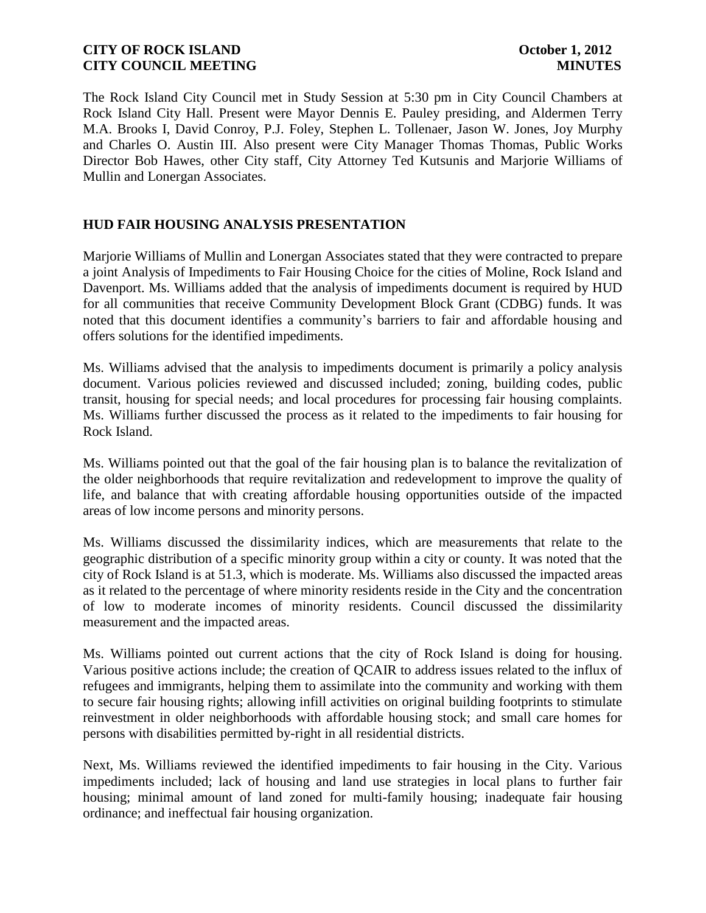The Rock Island City Council met in Study Session at 5:30 pm in City Council Chambers at Rock Island City Hall. Present were Mayor Dennis E. Pauley presiding, and Aldermen Terry M.A. Brooks I, David Conroy, P.J. Foley, Stephen L. Tollenaer, Jason W. Jones, Joy Murphy and Charles O. Austin III. Also present were City Manager Thomas Thomas, Public Works Director Bob Hawes, other City staff, City Attorney Ted Kutsunis and Marjorie Williams of Mullin and Lonergan Associates.

## HUD FAIR HOUSING ANALYSIS PRESENTATION

Marjorie Williams of Mullin and Lonergan Associates stated that they were contracted to prepare a joint Analysis of Impediments to Fair Housing Choice for the cities of Moline, Rock Island and Davenport. Ms. Williams added that the analysis of impediments document is required by HUD for all communities that receive Community Development Block Grant (CDBG) funds. It was noted that this document identifies a community's barriers to fair and affordable housing and offers solutions for the identified impediments.

Ms. Williams advised that the analysis to impediments document is primarily a policy analysis document. Various policies reviewed and discussed included; zoning, building codes, public transit, housing for special needs; and local procedures for processing fair housing complaints. Ms. Williams further discussed the process as it related to the impediments to fair housing for Rock Island.

Ms. Williams pointed out that the goal of the fair housing plan is to balance the revitalization of the older neighborhoods that require revitalization and redevelopment to improve the quality of life, and balance that with creating affordable housing opportunities outside of the impacted areas of low income persons and minority persons.

Ms. Williams discussed the dissimilarity indices, which are measurements that relate to the geographic distribution of a specific minority group within a city or county. It was noted that the city of Rock Island is at 51.3, which is moderate. Ms. Williams also discussed the impacted areas as it related to the percentage of where minority residents reside in the City and the concentration of low to moderate incomes of minority residents. Council discussed the dissimilarity measurement and the impacted areas.

Ms. Williams pointed out current actions that the city of Rock Island is doing for housing. Various positive actions include; the creation of QCAIR to address issues related to the influx of refugees and immigrants, helping them to assimilate into the community and working with them to secure fair housing rights; allowing infill activities on original building footprints to stimulate reinvestment in older neighborhoods with affordable housing stock; and small care homes for persons with disabilities permitted by-right in all residential districts.

Next, Ms. Williams reviewed the identified impediments to fair housing in the City. Various impediments included; lack of housing and land use strategies in local plans to further fair housing; minimal amount of land zoned for multi-family housing; inadequate fair housing ordinance; and ineffectual fair housing organization.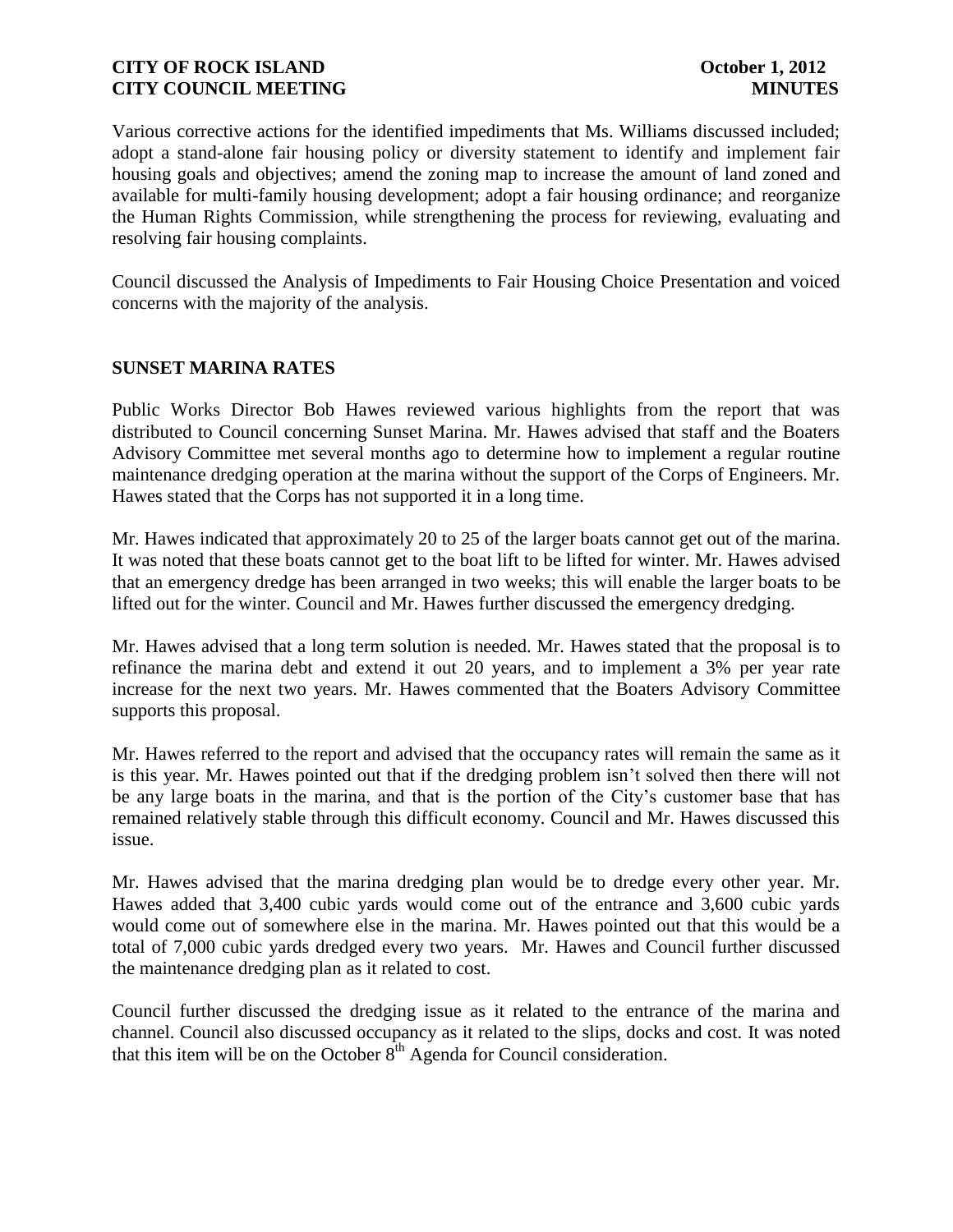Various corrective actions for the identified impediments that Ms. Williams discussed included; adopt a stand-alone fair housing policy or diversity statement to identify and implement fair housing goals and objectives; amend the zoning map to increase the amount of land zoned and available for multi-family housing development; adopt a fair housing ordinance; and reorganize the Human Rights Commission, while strengthening the process for reviewing, evaluating and resolving fair housing complaints.

Council discussed the Analysis of Impediments to Fair Housing Choice Presentation and voiced concerns with the majority of the analysis.

## SUNSET MARINA RATES

Public Works Director Bob Hawes reviewed various highlights from the report that was distributed to Council concerning Sunset Marina. Mr. Hawes advised that staff and the Boaters Advisory Committee met several months ago to determine how to implement a regular routine maintenance dredging operation at the marina without the support of the Corps of Engineers. Mr. Hawes stated that the Corps has not supported it in a long time.

Mr. Hawes indicated that approximately 20 to 25 of the larger boats cannot get out of the marina. It was noted that these boats cannot get to the boat lift to be lifted for winter. Mr. Hawes advised that an emergency dredge has been arranged in two weeks; this will enable the larger boats to be lifted out for the winter. Council and Mr. Hawes further discussed the emergency dredging.

Mr. Hawes advised that a long term solution is needed. Mr. Hawes stated that the proposal is to refinance the marina debt and extend it out 20 years, and to implement a 3% per year rate increase for the next two years. Mr. Hawes commented that the Boaters Advisory Committee supports this proposal.

Mr. Hawes referred to the report and advised that the occupancy rates will remain the same as it is this year. Mr. Hawes pointed out that if the dredging problem isn't solved then there will not be any large boats in the marina, and that is the portion of the City's customer base that has remained relatively stable through this difficult economy. Council and Mr. Hawes discussed this issue.

Mr. Hawes advised that the marina dredging plan would be to dredge every other year. Mr. Hawes added that 3,400 cubic yards would come out of the entrance and 3,600 cubic yards would come out of somewhere else in the marina. Mr. Hawes pointed out that this would be a total of 7,000 cubic yards dredged every two years. Mr. Hawes and Council further discussed the maintenance dredging plan as it related to cost.

Council further discussed the dredging issue as it related to the entrance of the marina and channel. Council also discussed occupancy as it related to the slips, docks and cost. It was noted that this item will be on the October 8th Agenda for Council consideration.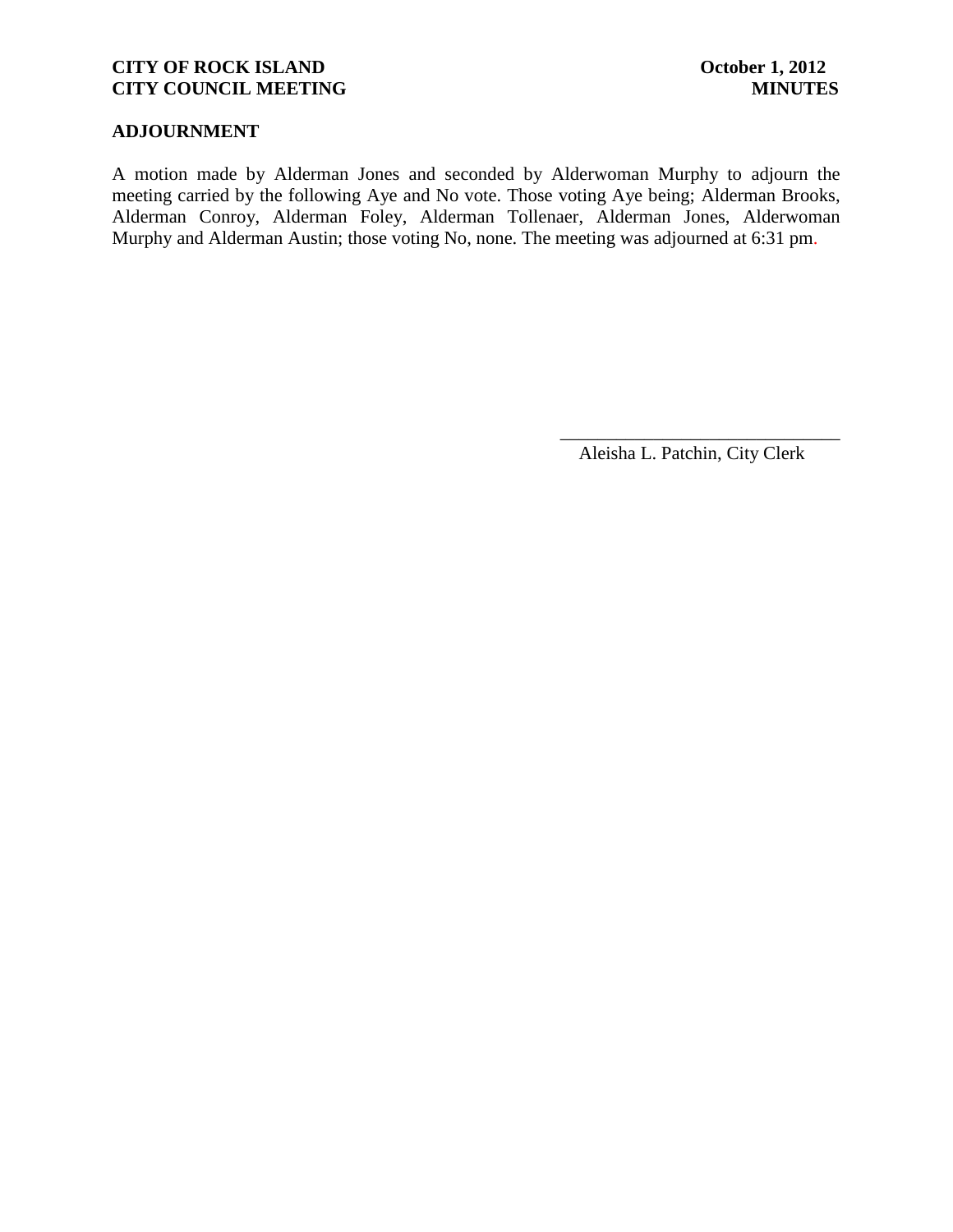## ADJOURNMENT

A motion made by Alderman Jones and seconded by Alderwoman Murphy to adjourn the meeting carried by the following Aye and No vote. Those voting Aye being; Alderman Brooks, Alderman Conroy, Alderman Foley, Alderman Tollenaer, Alderman Jones, Alderwoman Murphy and Alderman Austin; those voting No, none. The meeting was adjourned at 6:31 pm.

\_\_\_\_\_\_\_\_\_\_\_\_\_\_\_\_\_\_\_\_\_\_\_\_\_\_\_\_\_\_

Aleisha L. Patchin, City Clerk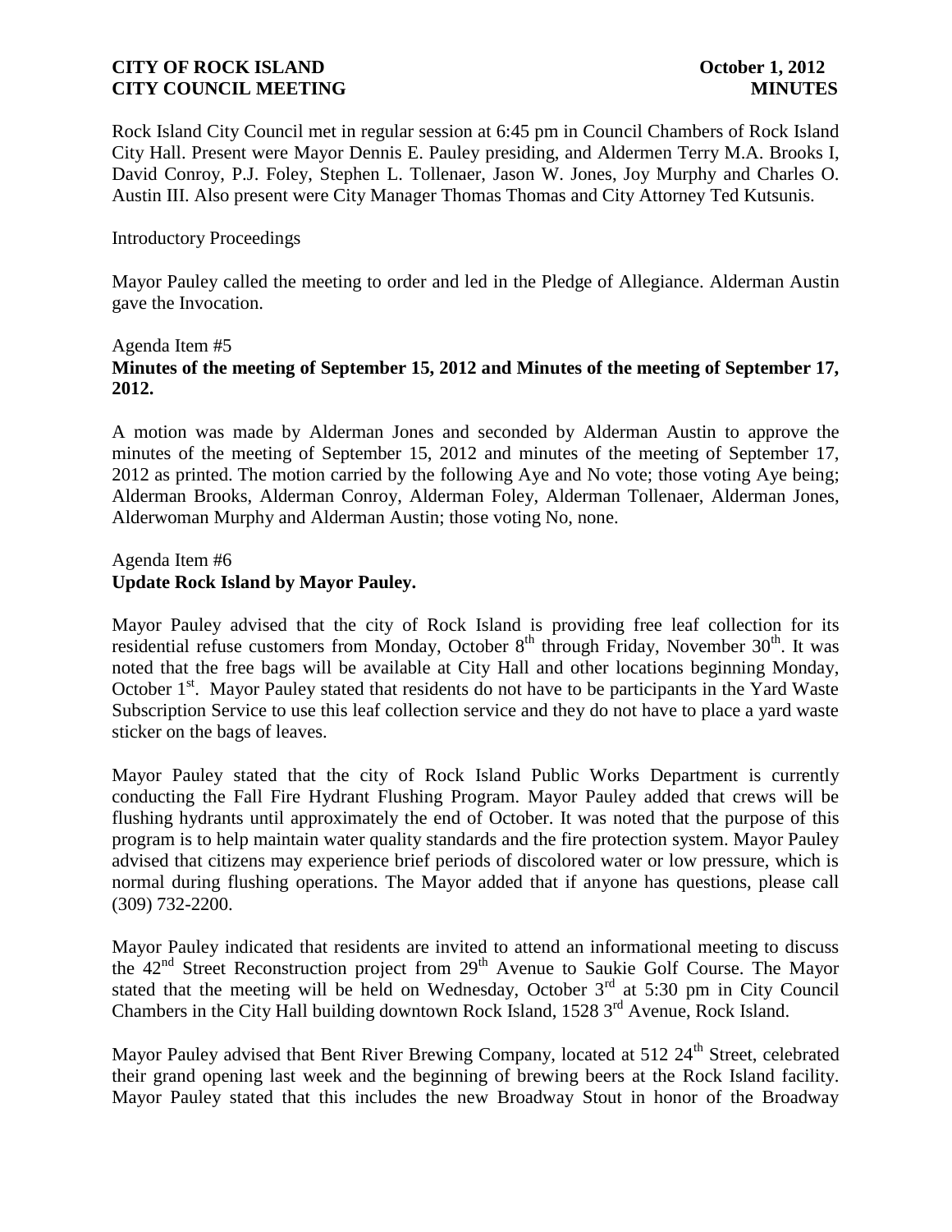Rock Island City Council met in regular session at 6:45 pm in Council Chambers of Rock Island City Hall. Present were Mayor Dennis E. Pauley presiding, and Aldermen Terry M.A. Brooks I, David Conroy, P.J. Foley, Stephen L. Tollenaer, Jason W. Jones, Joy Murphy and Charles O. Austin III. Also present were City Manager Thomas Thomas and City Attorney Ted Kutsunis.

Introductory Proceedings

Mayor Pauley called the meeting to order and led in the Pledge of Allegiance. Alderman Austin gave the Invocation.

Agenda Item #5
**Minutes of the meeting of September 15, 2012 and Minutes of the meeting of September 17, 2012.**

A motion was made by Alderman Jones and seconded by Alderman Austin to approve the minutes of the meeting of September 15, 2012 and minutes of the meeting of September 17, 2012 as printed. The motion carried by the following Aye and No vote; those voting Aye being; Alderman Brooks, Alderman Conroy, Alderman Foley, Alderman Tollenaer, Alderman Jones, Alderwoman Murphy and Alderman Austin; those voting No, none.

Agenda Item #6
**Update Rock Island by Mayor Pauley.**

Mayor Pauley advised that the city of Rock Island is providing free leaf collection for its residential refuse customers from Monday, October 8th through Friday, November 30th. It was noted that the free bags will be available at City Hall and other locations beginning Monday, October 1st. Mayor Pauley stated that residents do not have to be participants in the Yard Waste Subscription Service to use this leaf collection service and they do not have to place a yard waste sticker on the bags of leaves.

Mayor Pauley stated that the city of Rock Island Public Works Department is currently conducting the Fall Fire Hydrant Flushing Program. Mayor Pauley added that crews will be flushing hydrants until approximately the end of October. It was noted that the purpose of this program is to help maintain water quality standards and the fire protection system. Mayor Pauley advised that citizens may experience brief periods of discolored water or low pressure, which is normal during flushing operations. The Mayor added that if anyone has questions, please call (309) 732-2200.

Mayor Pauley indicated that residents are invited to attend an informational meeting to discuss the 42nd Street Reconstruction project from 29th Avenue to Saukie Golf Course. The Mayor stated that the meeting will be held on Wednesday, October 3rd at 5:30 pm in City Council Chambers in the City Hall building downtown Rock Island, 1528 3rd Avenue, Rock Island.

Mayor Pauley advised that Bent River Brewing Company, located at 512 24th Street, celebrated their grand opening last week and the beginning of brewing beers at the Rock Island facility. Mayor Pauley stated that this includes the new Broadway Stout in honor of the Broadway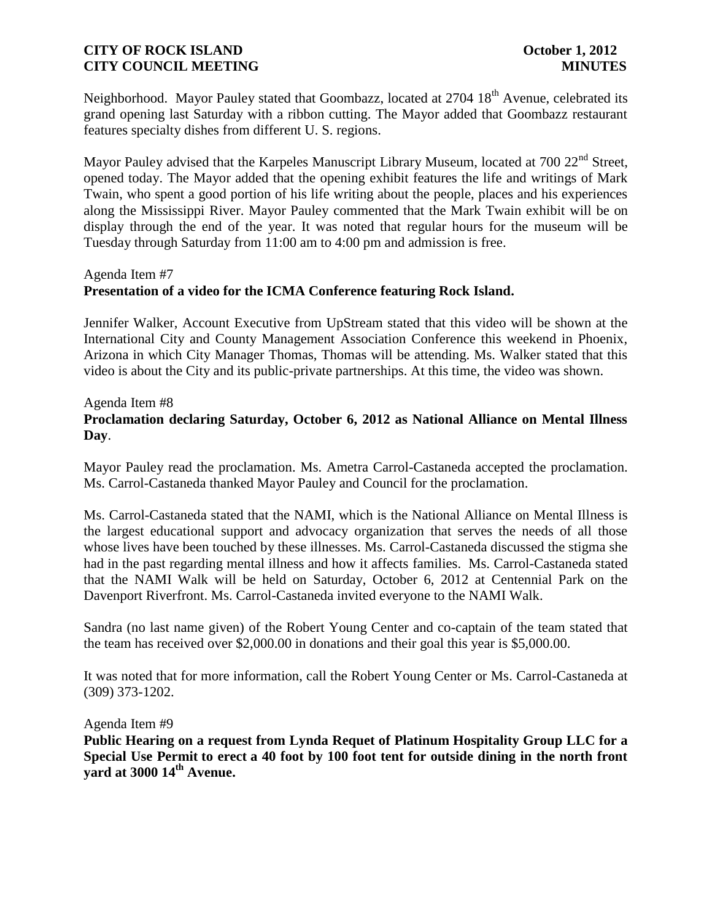Neighborhood. Mayor Pauley stated that Goombazz, located at 2704 18th Avenue, celebrated its grand opening last Saturday with a ribbon cutting. The Mayor added that Goombazz restaurant features specialty dishes from different U. S. regions.

Mayor Pauley advised that the Karpeles Manuscript Library Museum, located at 700 22nd Street, opened today. The Mayor added that the opening exhibit features the life and writings of Mark Twain, who spent a good portion of his life writing about the people, places and his experiences along the Mississippi River. Mayor Pauley commented that the Mark Twain exhibit will be on display through the end of the year. It was noted that regular hours for the museum will be Tuesday through Saturday from 11:00 am to 4:00 pm and admission is free.

Agenda Item #7
**Presentation of a video for the ICMA Conference featuring Rock Island.**

Jennifer Walker, Account Executive from UpStream stated that this video will be shown at the International City and County Management Association Conference this weekend in Phoenix, Arizona in which City Manager Thomas, Thomas will be attending. Ms. Walker stated that this video is about the City and its public-private partnerships. At this time, the video was shown.

Agenda Item #8
**Proclamation declaring Saturday, October 6, 2012 as National Alliance on Mental Illness Day**.

Mayor Pauley read the proclamation. Ms. Ametra Carrol-Castaneda accepted the proclamation. Ms. Carrol-Castaneda thanked Mayor Pauley and Council for the proclamation.

Ms. Carrol-Castaneda stated that the NAMI, which is the National Alliance on Mental Illness is the largest educational support and advocacy organization that serves the needs of all those whose lives have been touched by these illnesses. Ms. Carrol-Castaneda discussed the stigma she had in the past regarding mental illness and how it affects families. Ms. Carrol-Castaneda stated that the NAMI Walk will be held on Saturday, October 6, 2012 at Centennial Park on the Davenport Riverfront. Ms. Carrol-Castaneda invited everyone to the NAMI Walk.

Sandra (no last name given) of the Robert Young Center and co-captain of the team stated that the team has received over $2,000.00 in donations and their goal this year is $5,000.00.

It was noted that for more information, call the Robert Young Center or Ms. Carrol-Castaneda at (309) 373-1202.

Agenda Item #9
**Public Hearing on a request from Lynda Requet of Platinum Hospitality Group LLC for a Special Use Permit to erect a 40 foot by 100 foot tent for outside dining in the north front yard at 3000 14th Avenue.**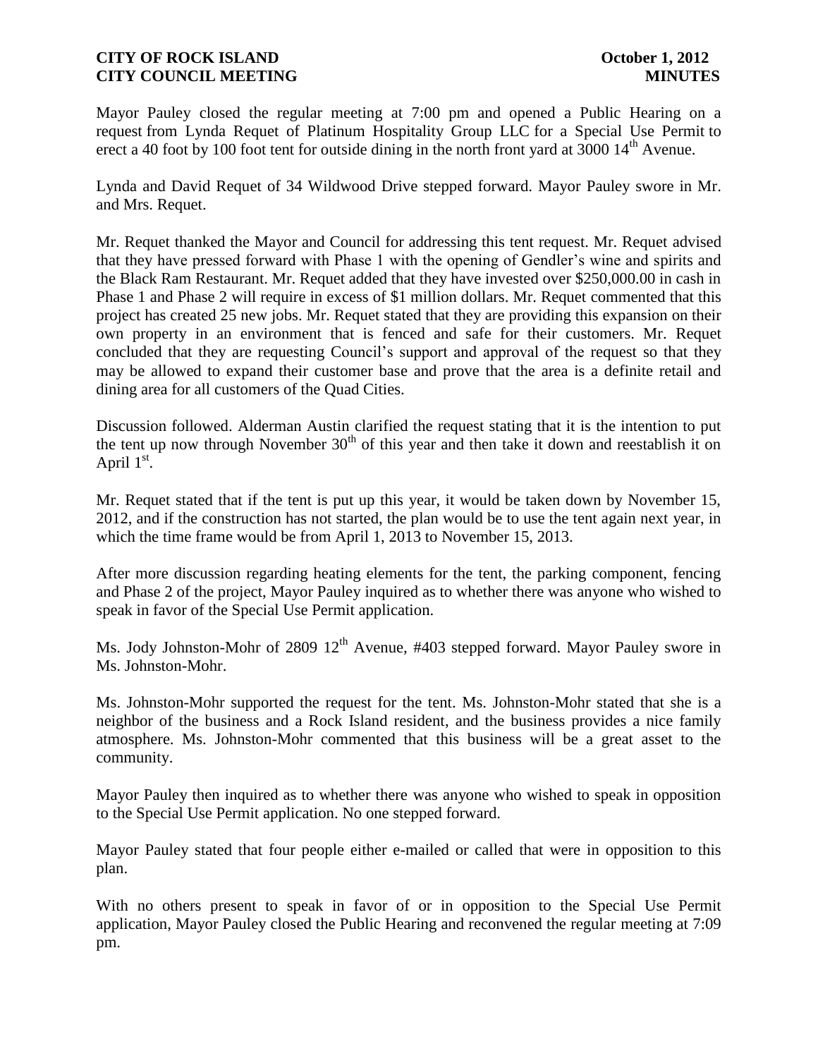Mayor Pauley closed the regular meeting at 7:00 pm and opened a Public Hearing on a request from Lynda Requet of Platinum Hospitality Group LLC for a Special Use Permit to erect a 40 foot by 100 foot tent for outside dining in the north front yard at 3000 14th Avenue.

Lynda and David Requet of 34 Wildwood Drive stepped forward. Mayor Pauley swore in Mr. and Mrs. Requet.

Mr. Requet thanked the Mayor and Council for addressing this tent request. Mr. Requet advised that they have pressed forward with Phase 1 with the opening of Gendler's wine and spirits and the Black Ram Restaurant. Mr. Requet added that they have invested over $250,000.00 in cash in Phase 1 and Phase 2 will require in excess of $1 million dollars. Mr. Requet commented that this project has created 25 new jobs. Mr. Requet stated that they are providing this expansion on their own property in an environment that is fenced and safe for their customers. Mr. Requet concluded that they are requesting Council's support and approval of the request so that they may be allowed to expand their customer base and prove that the area is a definite retail and dining area for all customers of the Quad Cities.

Discussion followed. Alderman Austin clarified the request stating that it is the intention to put the tent up now through November 30th of this year and then take it down and reestablish it on April 1st.

Mr. Requet stated that if the tent is put up this year, it would be taken down by November 15, 2012, and if the construction has not started, the plan would be to use the tent again next year, in which the time frame would be from April 1, 2013 to November 15, 2013.

After more discussion regarding heating elements for the tent, the parking component, fencing and Phase 2 of the project, Mayor Pauley inquired as to whether there was anyone who wished to speak in favor of the Special Use Permit application.

Ms. Jody Johnston-Mohr of 2809 12th Avenue, #403 stepped forward. Mayor Pauley swore in Ms. Johnston-Mohr.

Ms. Johnston-Mohr supported the request for the tent. Ms. Johnston-Mohr stated that she is a neighbor of the business and a Rock Island resident, and the business provides a nice family atmosphere. Ms. Johnston-Mohr commented that this business will be a great asset to the community.

Mayor Pauley then inquired as to whether there was anyone who wished to speak in opposition to the Special Use Permit application. No one stepped forward.

Mayor Pauley stated that four people either e-mailed or called that were in opposition to this plan.

With no others present to speak in favor of or in opposition to the Special Use Permit application, Mayor Pauley closed the Public Hearing and reconvened the regular meeting at 7:09 pm.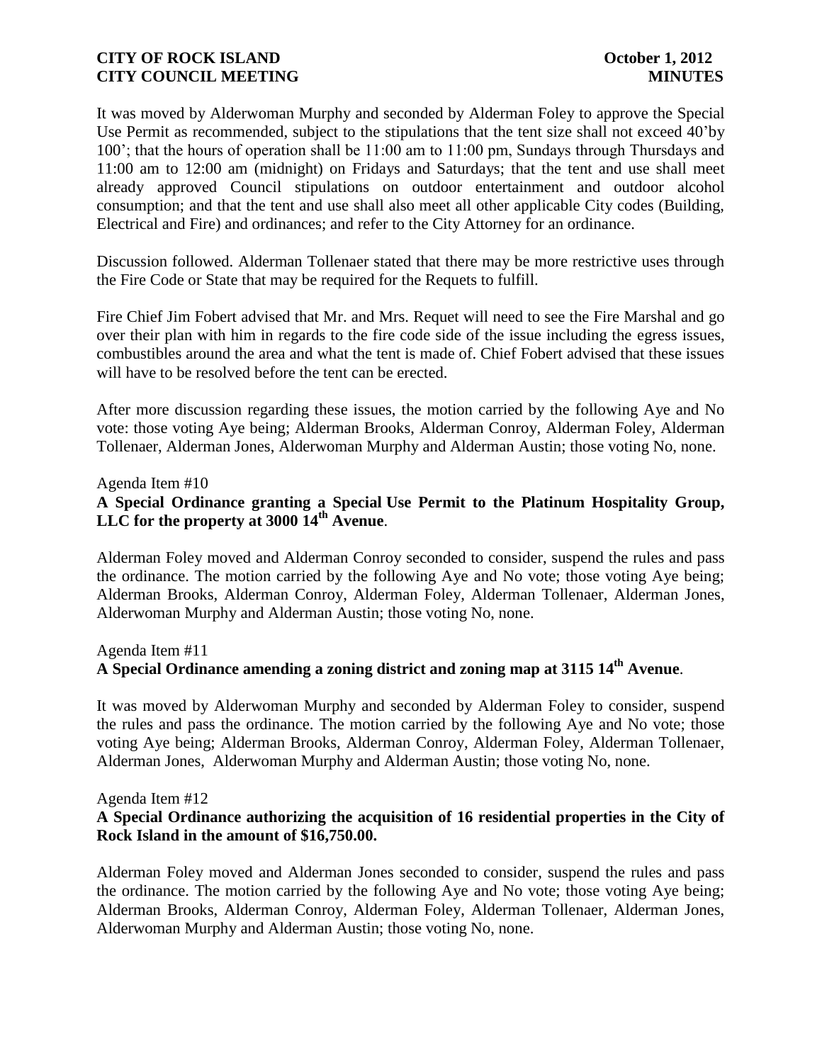It was moved by Alderwoman Murphy and seconded by Alderman Foley to approve the Special Use Permit as recommended, subject to the stipulations that the tent size shall not exceed 40'by 100'; that the hours of operation shall be 11:00 am to 11:00 pm, Sundays through Thursdays and 11:00 am to 12:00 am (midnight) on Fridays and Saturdays; that the tent and use shall meet already approved Council stipulations on outdoor entertainment and outdoor alcohol consumption; and that the tent and use shall also meet all other applicable City codes (Building, Electrical and Fire) and ordinances; and refer to the City Attorney for an ordinance.

Discussion followed. Alderman Tollenaer stated that there may be more restrictive uses through the Fire Code or State that may be required for the Requets to fulfill.

Fire Chief Jim Fobert advised that Mr. and Mrs. Requet will need to see the Fire Marshal and go over their plan with him in regards to the fire code side of the issue including the egress issues, combustibles around the area and what the tent is made of. Chief Fobert advised that these issues will have to be resolved before the tent can be erected.

After more discussion regarding these issues, the motion carried by the following Aye and No vote: those voting Aye being; Alderman Brooks, Alderman Conroy, Alderman Foley, Alderman Tollenaer, Alderman Jones, Alderwoman Murphy and Alderman Austin; those voting No, none.

Agenda Item #10

**A Special Ordinance granting a Special Use Permit to the Platinum Hospitality Group, LLC for the property at 3000 14th Avenue**.

Alderman Foley moved and Alderman Conroy seconded to consider, suspend the rules and pass the ordinance. The motion carried by the following Aye and No vote; those voting Aye being; Alderman Brooks, Alderman Conroy, Alderman Foley, Alderman Tollenaer, Alderman Jones, Alderwoman Murphy and Alderman Austin; those voting No, none.

Agenda Item #11

**A Special Ordinance amending a zoning district and zoning map at 3115 14th Avenue**.

It was moved by Alderwoman Murphy and seconded by Alderman Foley to consider, suspend the rules and pass the ordinance. The motion carried by the following Aye and No vote; those voting Aye being; Alderman Brooks, Alderman Conroy, Alderman Foley, Alderman Tollenaer, Alderman Jones, Alderwoman Murphy and Alderman Austin; those voting No, none.

Agenda Item #12

**A Special Ordinance authorizing the acquisition of 16 residential properties in the City of Rock Island in the amount of $16,750.00.**

Alderman Foley moved and Alderman Jones seconded to consider, suspend the rules and pass the ordinance. The motion carried by the following Aye and No vote; those voting Aye being; Alderman Brooks, Alderman Conroy, Alderman Foley, Alderman Tollenaer, Alderman Jones, Alderwoman Murphy and Alderman Austin; those voting No, none.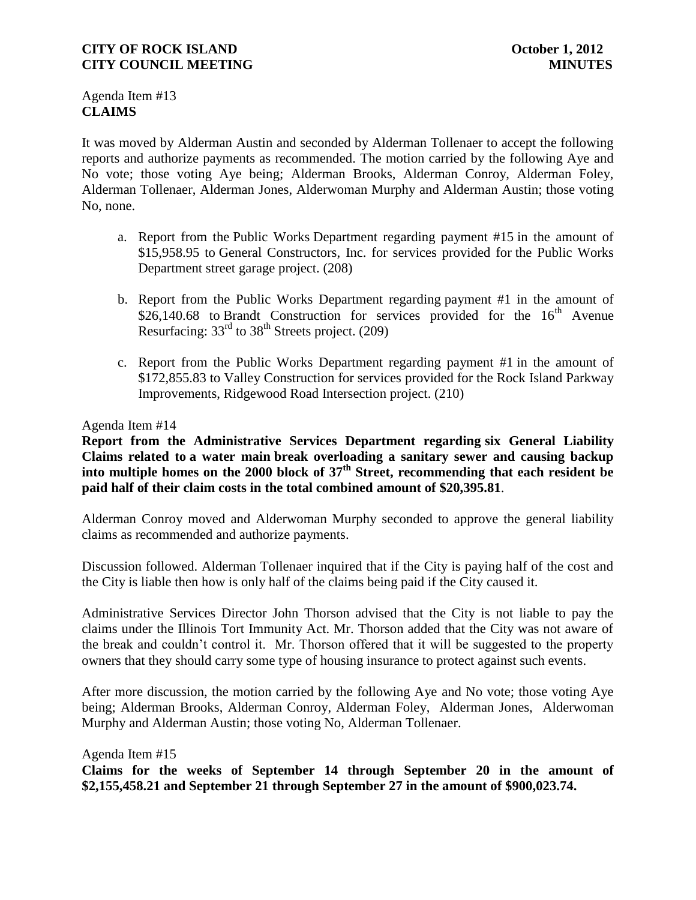Agenda Item #13
**CLAIMS**

It was moved by Alderman Austin and seconded by Alderman Tollenaer to accept the following reports and authorize payments as recommended. The motion carried by the following Aye and No vote; those voting Aye being; Alderman Brooks, Alderman Conroy, Alderman Foley, Alderman Tollenaer, Alderman Jones, Alderwoman Murphy and Alderman Austin; those voting No, none.

a. Report from the Public Works Department regarding payment #15 in the amount of $15,958.95 to General Constructors, Inc. for services provided for the Public Works Department street garage project. (208)

b. Report from the Public Works Department regarding payment #1 in the amount of $26,140.68 to Brandt Construction for services provided for the 16th Avenue Resurfacing: 33rd to 38th Streets project. (209)

c. Report from the Public Works Department regarding payment #1 in the amount of $172,855.83 to Valley Construction for services provided for the Rock Island Parkway Improvements, Ridgewood Road Intersection project. (210)

Agenda Item #14
**Report from the Administrative Services Department regarding six General Liability Claims related to a water main break overloading a sanitary sewer and causing backup into multiple homes on the 2000 block of 37th Street, recommending that each resident be paid half of their claim costs in the total combined amount of $20,395.81**.

Alderman Conroy moved and Alderwoman Murphy seconded to approve the general liability claims as recommended and authorize payments.

Discussion followed. Alderman Tollenaer inquired that if the City is paying half of the cost and the City is liable then how is only half of the claims being paid if the City caused it.

Administrative Services Director John Thorson advised that the City is not liable to pay the claims under the Illinois Tort Immunity Act. Mr. Thorson added that the City was not aware of the break and couldn't control it. Mr. Thorson offered that it will be suggested to the property owners that they should carry some type of housing insurance to protect against such events.

After more discussion, the motion carried by the following Aye and No vote; those voting Aye being; Alderman Brooks, Alderman Conroy, Alderman Foley, Alderman Jones, Alderwoman Murphy and Alderman Austin; those voting No, Alderman Tollenaer.

Agenda Item #15
**Claims for the weeks of September 14 through September 20 in the amount of $2,155,458.21 and September 21 through September 27 in the amount of $900,023.74.**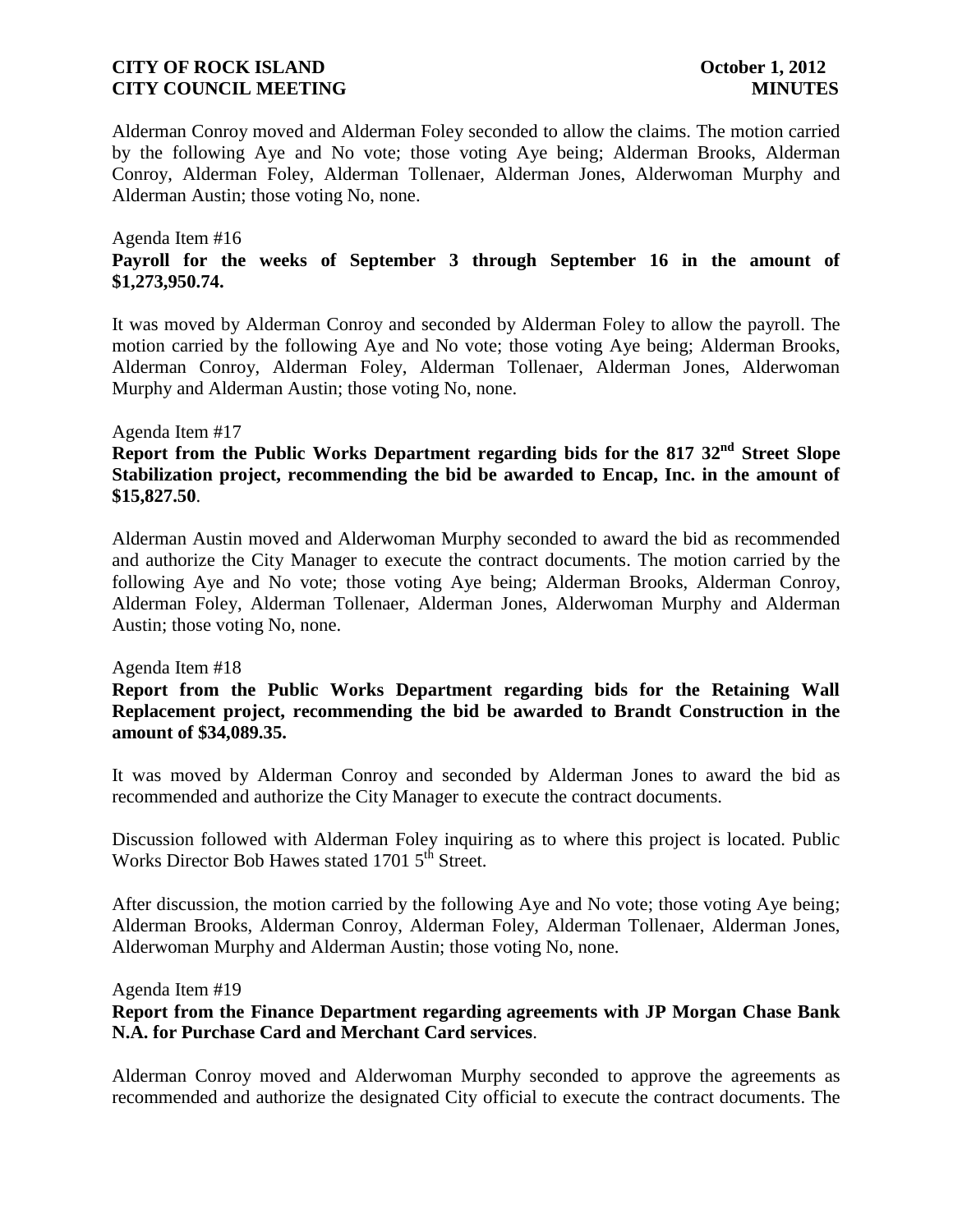Alderman Conroy moved and Alderman Foley seconded to allow the claims. The motion carried by the following Aye and No vote; those voting Aye being; Alderman Brooks, Alderman Conroy, Alderman Foley, Alderman Tollenaer, Alderman Jones, Alderwoman Murphy and Alderman Austin; those voting No, none.

Agenda Item #16

**Payroll for the weeks of September 3 through September 16 in the amount of $1,273,950.74.**

It was moved by Alderman Conroy and seconded by Alderman Foley to allow the payroll. The motion carried by the following Aye and No vote; those voting Aye being; Alderman Brooks, Alderman Conroy, Alderman Foley, Alderman Tollenaer, Alderman Jones, Alderwoman Murphy and Alderman Austin; those voting No, none.

Agenda Item #17

**Report from the Public Works Department regarding bids for the 817 32nd Street Slope Stabilization project, recommending the bid be awarded to Encap, Inc. in the amount of $15,827.50.**

Alderman Austin moved and Alderwoman Murphy seconded to award the bid as recommended and authorize the City Manager to execute the contract documents. The motion carried by the following Aye and No vote; those voting Aye being; Alderman Brooks, Alderman Conroy, Alderman Foley, Alderman Tollenaer, Alderman Jones, Alderwoman Murphy and Alderman Austin; those voting No, none.

Agenda Item #18

**Report from the Public Works Department regarding bids for the Retaining Wall Replacement project, recommending the bid be awarded to Brandt Construction in the amount of $34,089.35.**

It was moved by Alderman Conroy and seconded by Alderman Jones to award the bid as recommended and authorize the City Manager to execute the contract documents.

Discussion followed with Alderman Foley inquiring as to where this project is located. Public Works Director Bob Hawes stated 1701 5th Street.

After discussion, the motion carried by the following Aye and No vote; those voting Aye being; Alderman Brooks, Alderman Conroy, Alderman Foley, Alderman Tollenaer, Alderman Jones, Alderwoman Murphy and Alderman Austin; those voting No, none.

Agenda Item #19

**Report from the Finance Department regarding agreements with JP Morgan Chase Bank N.A. for Purchase Card and Merchant Card services.**

Alderman Conroy moved and Alderwoman Murphy seconded to approve the agreements as recommended and authorize the designated City official to execute the contract documents. The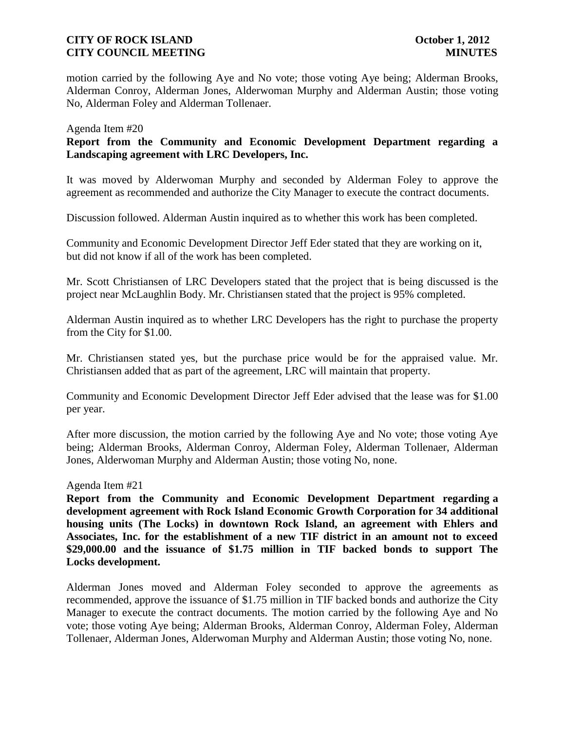motion carried by the following Aye and No vote; those voting Aye being; Alderman Brooks, Alderman Conroy, Alderman Jones, Alderwoman Murphy and Alderman Austin; those voting No, Alderman Foley and Alderman Tollenaer.

Agenda Item #20

**Report from the Community and Economic Development Department regarding a Landscaping agreement with LRC Developers, Inc.**

It was moved by Alderwoman Murphy and seconded by Alderman Foley to approve the agreement as recommended and authorize the City Manager to execute the contract documents.

Discussion followed. Alderman Austin inquired as to whether this work has been completed.

Community and Economic Development Director Jeff Eder stated that they are working on it, but did not know if all of the work has been completed.

Mr. Scott Christiansen of LRC Developers stated that the project that is being discussed is the project near McLaughlin Body. Mr. Christiansen stated that the project is 95% completed.

Alderman Austin inquired as to whether LRC Developers has the right to purchase the property from the City for $1.00.

Mr. Christiansen stated yes, but the purchase price would be for the appraised value. Mr. Christiansen added that as part of the agreement, LRC will maintain that property.

Community and Economic Development Director Jeff Eder advised that the lease was for $1.00 per year.

After more discussion, the motion carried by the following Aye and No vote; those voting Aye being; Alderman Brooks, Alderman Conroy, Alderman Foley, Alderman Tollenaer, Alderman Jones, Alderwoman Murphy and Alderman Austin; those voting No, none.

Agenda Item #21

**Report from the Community and Economic Development Department regarding a development agreement with Rock Island Economic Growth Corporation for 34 additional housing units (The Locks) in downtown Rock Island, an agreement with Ehlers and Associates, Inc. for the establishment of a new TIF district in an amount not to exceed $29,000.00 and the issuance of $1.75 million in TIF backed bonds to support The Locks development.**

Alderman Jones moved and Alderman Foley seconded to approve the agreements as recommended, approve the issuance of $1.75 million in TIF backed bonds and authorize the City Manager to execute the contract documents. The motion carried by the following Aye and No vote; those voting Aye being; Alderman Brooks, Alderman Conroy, Alderman Foley, Alderman Tollenaer, Alderman Jones, Alderwoman Murphy and Alderman Austin; those voting No, none.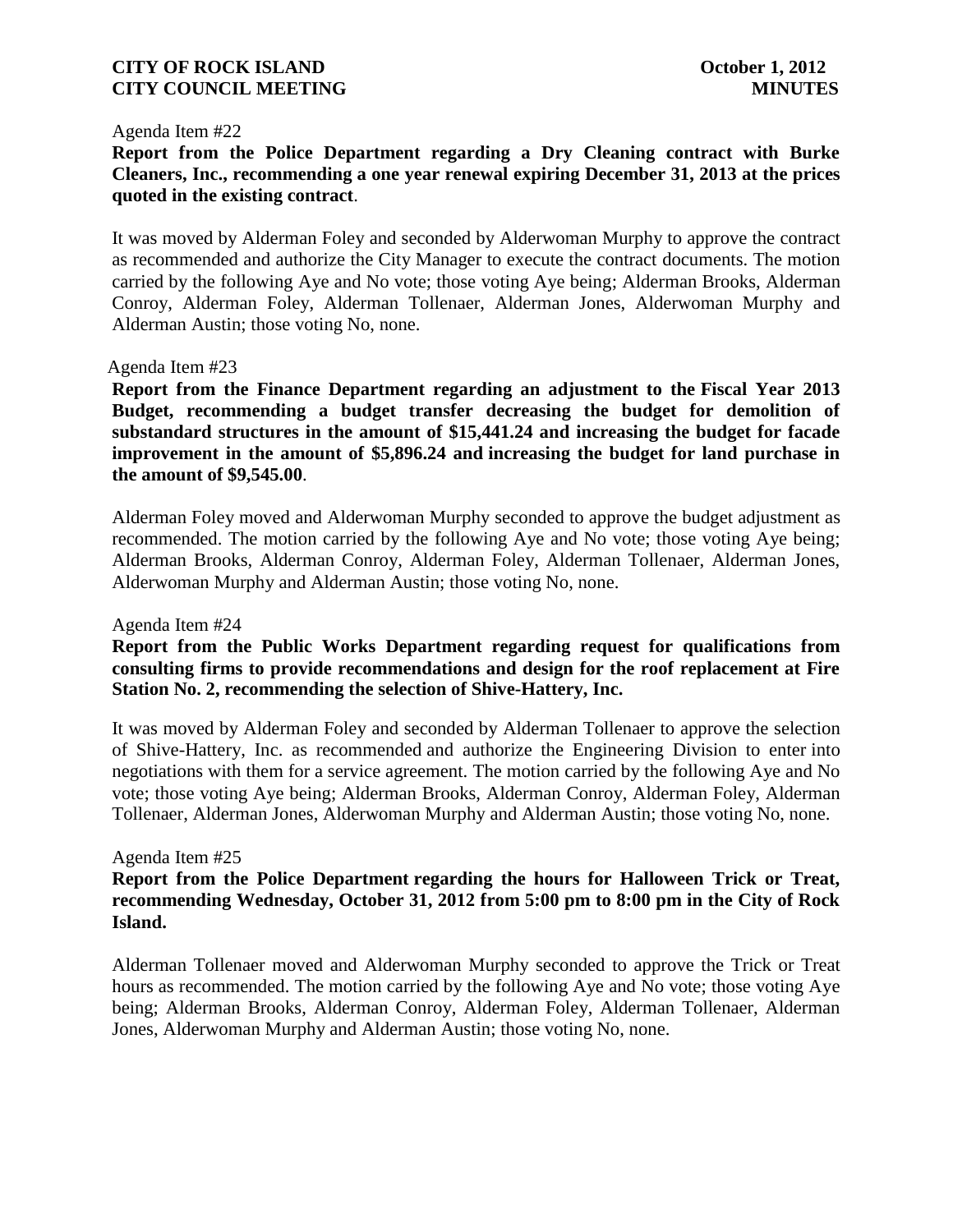Agenda Item #22

**Report from the Police Department regarding a Dry Cleaning contract with Burke Cleaners, Inc., recommending a one year renewal expiring December 31, 2013 at the prices quoted in the existing contract**.

It was moved by Alderman Foley and seconded by Alderwoman Murphy to approve the contract as recommended and authorize the City Manager to execute the contract documents. The motion carried by the following Aye and No vote; those voting Aye being; Alderman Brooks, Alderman Conroy, Alderman Foley, Alderman Tollenaer, Alderman Jones, Alderwoman Murphy and Alderman Austin; those voting No, none.

Agenda Item #23

**Report from the Finance Department regarding an adjustment to the Fiscal Year 2013 Budget, recommending a budget transfer decreasing the budget for demolition of substandard structures in the amount of $15,441.24 and increasing the budget for facade improvement in the amount of $5,896.24 and increasing the budget for land purchase in the amount of $9,545.00**.

Alderman Foley moved and Alderwoman Murphy seconded to approve the budget adjustment as recommended. The motion carried by the following Aye and No vote; those voting Aye being; Alderman Brooks, Alderman Conroy, Alderman Foley, Alderman Tollenaer, Alderman Jones, Alderwoman Murphy and Alderman Austin; those voting No, none.

Agenda Item #24

**Report from the Public Works Department regarding request for qualifications from consulting firms to provide recommendations and design for the roof replacement at Fire Station No. 2, recommending the selection of Shive-Hattery, Inc.**

It was moved by Alderman Foley and seconded by Alderman Tollenaer to approve the selection of Shive-Hattery, Inc. as recommended and authorize the Engineering Division to enter into negotiations with them for a service agreement. The motion carried by the following Aye and No vote; those voting Aye being; Alderman Brooks, Alderman Conroy, Alderman Foley, Alderman Tollenaer, Alderman Jones, Alderwoman Murphy and Alderman Austin; those voting No, none.

Agenda Item #25

**Report from the Police Department regarding the hours for Halloween Trick or Treat, recommending Wednesday, October 31, 2012 from 5:00 pm to 8:00 pm in the City of Rock Island.**

Alderman Tollenaer moved and Alderwoman Murphy seconded to approve the Trick or Treat hours as recommended. The motion carried by the following Aye and No vote; those voting Aye being; Alderman Brooks, Alderman Conroy, Alderman Foley, Alderman Tollenaer, Alderman Jones, Alderwoman Murphy and Alderman Austin; those voting No, none.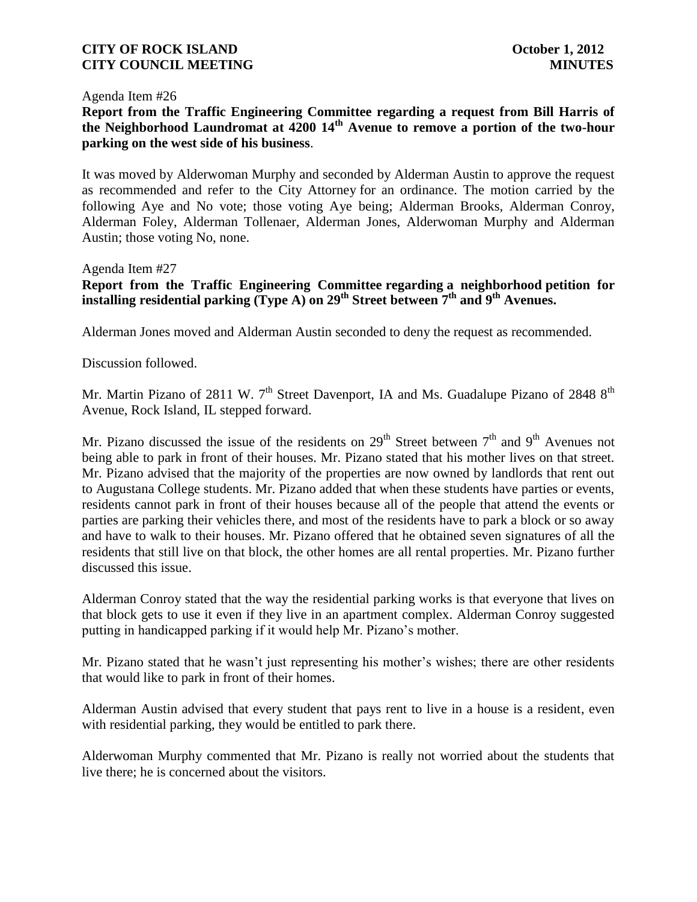Agenda Item #26

**Report from the Traffic Engineering Committee regarding a request from Bill Harris of the Neighborhood Laundromat at 4200 14th Avenue to remove a portion of the two-hour parking on the west side of his business**.

It was moved by Alderwoman Murphy and seconded by Alderman Austin to approve the request as recommended and refer to the City Attorney for an ordinance. The motion carried by the following Aye and No vote; those voting Aye being; Alderman Brooks, Alderman Conroy, Alderman Foley, Alderman Tollenaer, Alderman Jones, Alderwoman Murphy and Alderman Austin; those voting No, none.

Agenda Item #27

**Report from the Traffic Engineering Committee regarding a neighborhood petition for installing residential parking (Type A) on 29th Street between 7th and 9th Avenues.**

Alderman Jones moved and Alderman Austin seconded to deny the request as recommended.

Discussion followed.

Mr. Martin Pizano of 2811 W. 7th Street Davenport, IA and Ms. Guadalupe Pizano of 2848 8th Avenue, Rock Island, IL stepped forward.

Mr. Pizano discussed the issue of the residents on 29th Street between 7th and 9th Avenues not being able to park in front of their houses. Mr. Pizano stated that his mother lives on that street. Mr. Pizano advised that the majority of the properties are now owned by landlords that rent out to Augustana College students. Mr. Pizano added that when these students have parties or events, residents cannot park in front of their houses because all of the people that attend the events or parties are parking their vehicles there, and most of the residents have to park a block or so away and have to walk to their houses. Mr. Pizano offered that he obtained seven signatures of all the residents that still live on that block, the other homes are all rental properties. Mr. Pizano further discussed this issue.

Alderman Conroy stated that the way the residential parking works is that everyone that lives on that block gets to use it even if they live in an apartment complex. Alderman Conroy suggested putting in handicapped parking if it would help Mr. Pizano's mother.

Mr. Pizano stated that he wasn't just representing his mother's wishes; there are other residents that would like to park in front of their homes.

Alderman Austin advised that every student that pays rent to live in a house is a resident, even with residential parking, they would be entitled to park there.

Alderwoman Murphy commented that Mr. Pizano is really not worried about the students that live there; he is concerned about the visitors.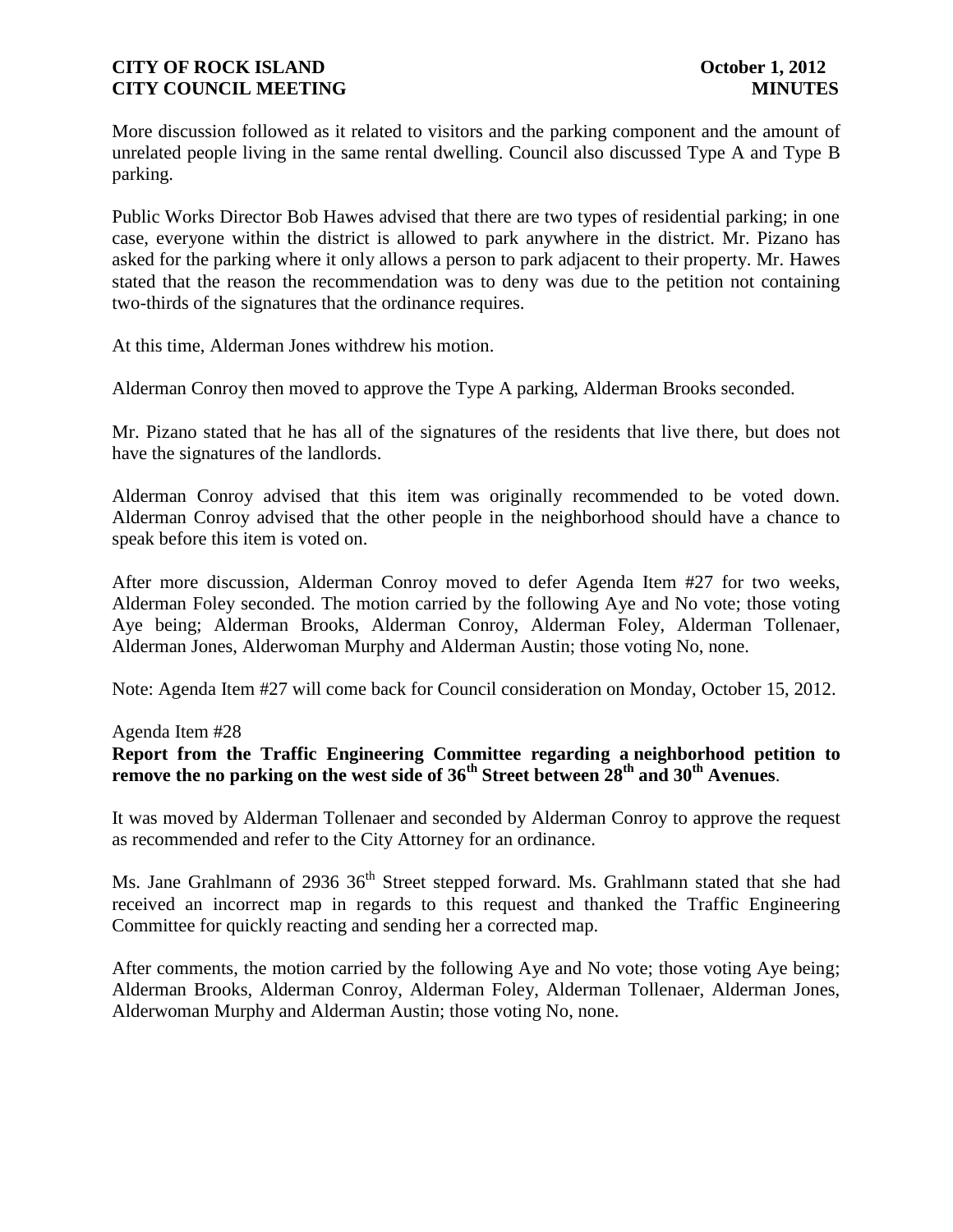More discussion followed as it related to visitors and the parking component and the amount of unrelated people living in the same rental dwelling. Council also discussed Type A and Type B parking.

Public Works Director Bob Hawes advised that there are two types of residential parking; in one case, everyone within the district is allowed to park anywhere in the district. Mr. Pizano has asked for the parking where it only allows a person to park adjacent to their property. Mr. Hawes stated that the reason the recommendation was to deny was due to the petition not containing two-thirds of the signatures that the ordinance requires.

At this time, Alderman Jones withdrew his motion.

Alderman Conroy then moved to approve the Type A parking, Alderman Brooks seconded.

Mr. Pizano stated that he has all of the signatures of the residents that live there, but does not have the signatures of the landlords.

Alderman Conroy advised that this item was originally recommended to be voted down. Alderman Conroy advised that the other people in the neighborhood should have a chance to speak before this item is voted on.

After more discussion, Alderman Conroy moved to defer Agenda Item #27 for two weeks, Alderman Foley seconded. The motion carried by the following Aye and No vote; those voting Aye being; Alderman Brooks, Alderman Conroy, Alderman Foley, Alderman Tollenaer, Alderman Jones, Alderwoman Murphy and Alderman Austin; those voting No, none.

Note: Agenda Item #27 will come back for Council consideration on Monday, October 15, 2012.

Agenda Item #28

**Report from the Traffic Engineering Committee regarding a neighborhood petition to remove the no parking on the west side of 36th Street between 28th and 30th Avenues**.

It was moved by Alderman Tollenaer and seconded by Alderman Conroy to approve the request as recommended and refer to the City Attorney for an ordinance.

Ms. Jane Grahlmann of 2936 36th Street stepped forward. Ms. Grahlmann stated that she had received an incorrect map in regards to this request and thanked the Traffic Engineering Committee for quickly reacting and sending her a corrected map.

After comments, the motion carried by the following Aye and No vote; those voting Aye being; Alderman Brooks, Alderman Conroy, Alderman Foley, Alderman Tollenaer, Alderman Jones, Alderwoman Murphy and Alderman Austin; those voting No, none.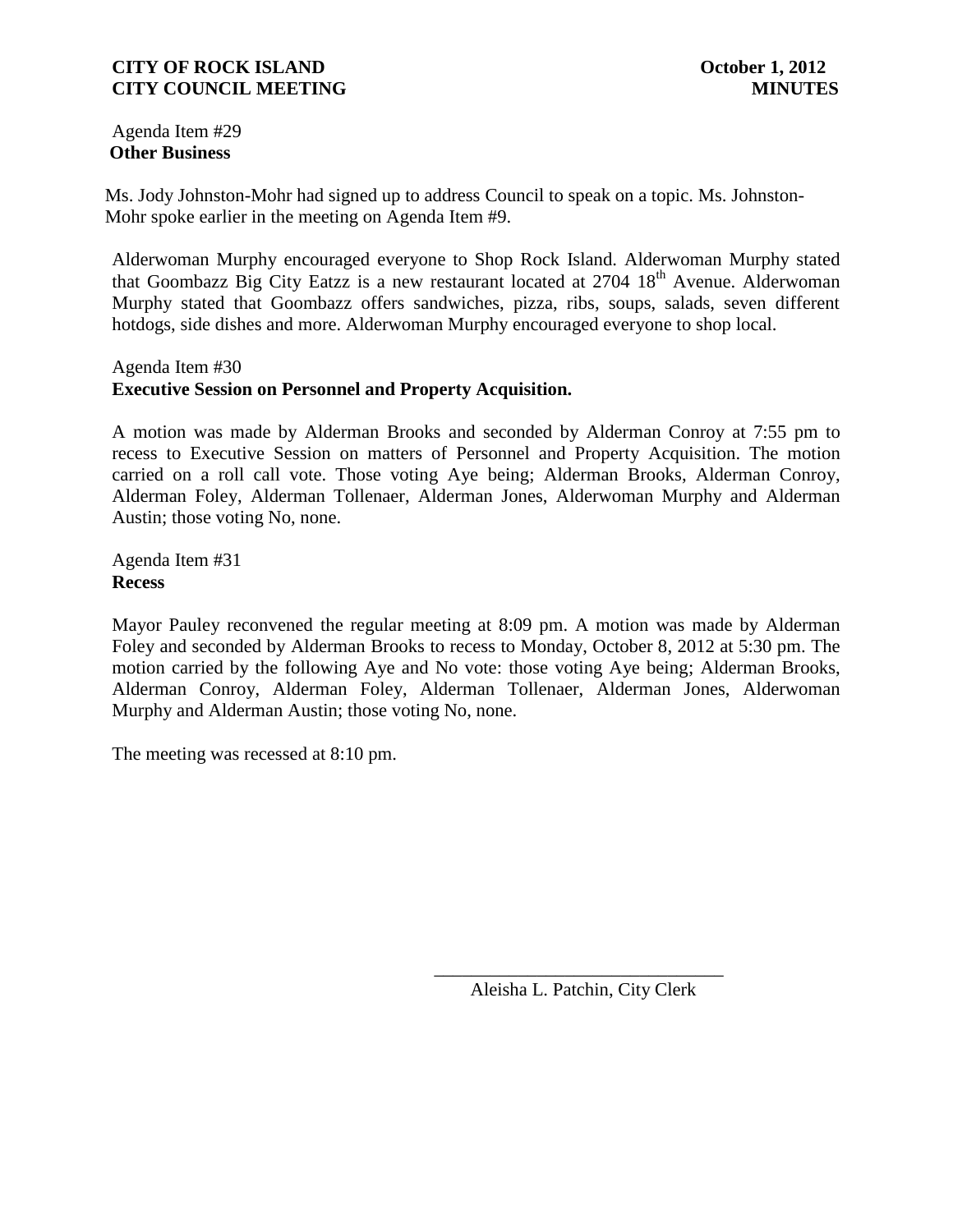Agenda Item #29
**Other Business**

Ms. Jody Johnston-Mohr had signed up to address Council to speak on a topic. Ms. Johnston-Mohr spoke earlier in the meeting on Agenda Item #9.

Alderwoman Murphy encouraged everyone to Shop Rock Island. Alderwoman Murphy stated that Goombazz Big City Eatzz is a new restaurant located at 2704 18th Avenue. Alderwoman Murphy stated that Goombazz offers sandwiches, pizza, ribs, soups, salads, seven different hotdogs, side dishes and more. Alderwoman Murphy encouraged everyone to shop local.

Agenda Item #30
**Executive Session on Personnel and Property Acquisition.**

A motion was made by Alderman Brooks and seconded by Alderman Conroy at 7:55 pm to recess to Executive Session on matters of Personnel and Property Acquisition. The motion carried on a roll call vote. Those voting Aye being; Alderman Brooks, Alderman Conroy, Alderman Foley, Alderman Tollenaer, Alderman Jones, Alderwoman Murphy and Alderman Austin; those voting No, none.

Agenda Item #31
**Recess**

Mayor Pauley reconvened the regular meeting at 8:09 pm. A motion was made by Alderman Foley and seconded by Alderman Brooks to recess to Monday, October 8, 2012 at 5:30 pm. The motion carried by the following Aye and No vote: those voting Aye being; Alderman Brooks, Alderman Conroy, Alderman Foley, Alderman Tollenaer, Alderman Jones, Alderwoman Murphy and Alderman Austin; those voting No, none.

The meeting was recessed at 8:10 pm.

_______________________________
Aleisha L. Patchin, City Clerk